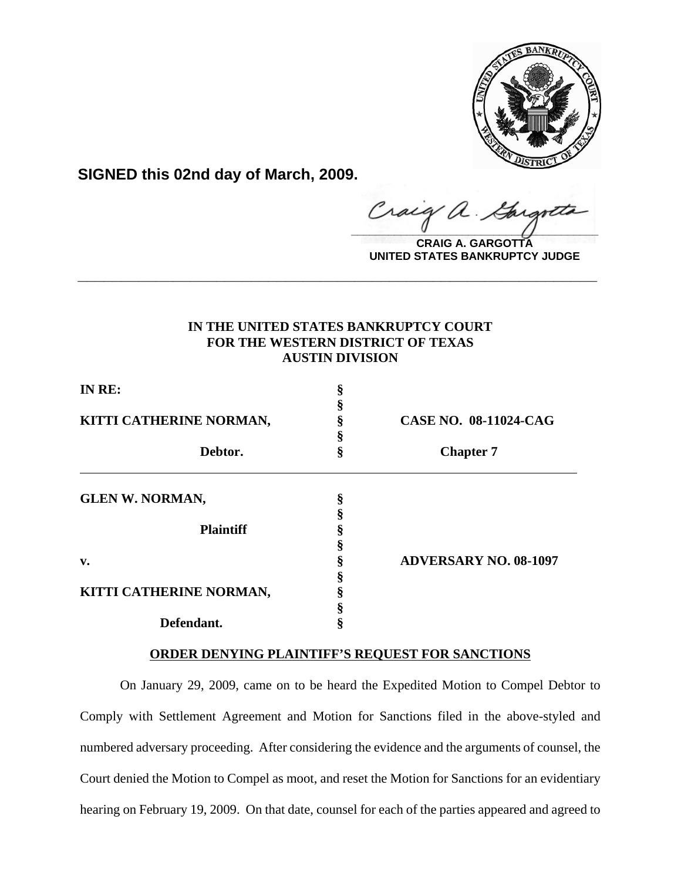**SIGNED this 02nd day of March, 2009.**

**CRAIG A. GARGOTTA**
**UNITED STATES BANKRUPTCY JUDGE**

---

**IN THE UNITED STATES BANKRUPTCY COURT**
**FOR THE WESTERN DISTRICT OF TEXAS**
**AUSTIN DIVISION**

| | | |
|---|---|---|
| **IN RE:** | § | |
| | § | |
| **KITTI CATHERINE NORMAN,** | § | **CASE NO. 08-11024-CAG** |
| | § | |
| **Debtor.** | § | **Chapter 7** |

| | | |
|---|---|---|
| **GLEN W. NORMAN,** | § | |
| | § | |
| **Plaintiff** | § | |
| | § | |
| **v.** | § | **ADVERSARY NO. 08-1097** |
| | § | |
| **KITTI CATHERINE NORMAN,** | § | |
| | § | |
| **Defendant.** | § | |

**ORDER DENYING PLAINTIFF'S REQUEST FOR SANCTIONS**

On January 29, 2009, came on to be heard the Expedited Motion to Compel Debtor to Comply with Settlement Agreement and Motion for Sanctions filed in the above-styled and numbered adversary proceeding. After considering the evidence and the arguments of counsel, the Court denied the Motion to Compel as moot, and reset the Motion for Sanctions for an evidentiary hearing on February 19, 2009. On that date, counsel for each of the parties appeared and agreed to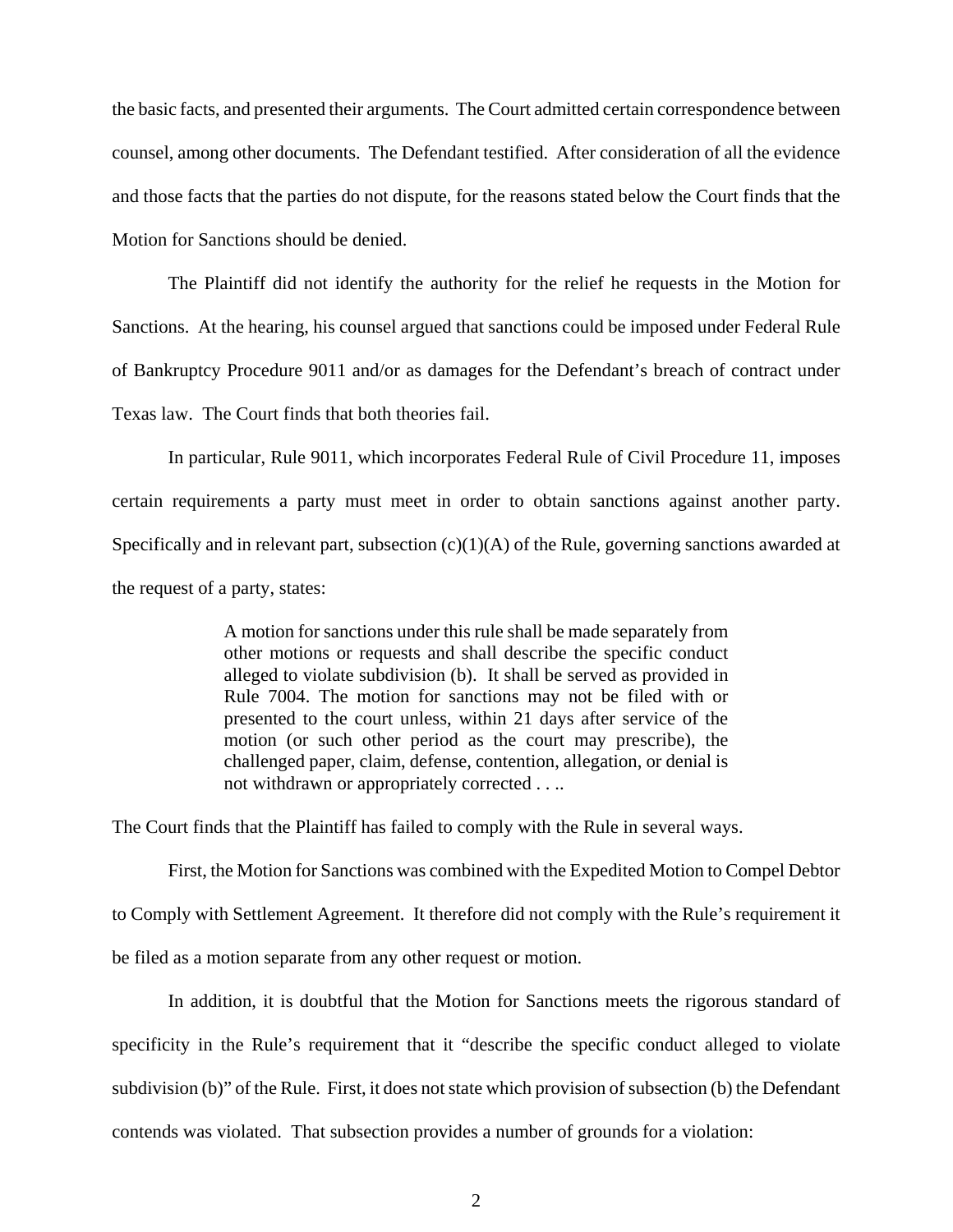the basic facts, and presented their arguments. The Court admitted certain correspondence between counsel, among other documents. The Defendant testified. After consideration of all the evidence and those facts that the parties do not dispute, for the reasons stated below the Court finds that the Motion for Sanctions should be denied.

The Plaintiff did not identify the authority for the relief he requests in the Motion for Sanctions. At the hearing, his counsel argued that sanctions could be imposed under Federal Rule of Bankruptcy Procedure 9011 and/or as damages for the Defendant's breach of contract under Texas law. The Court finds that both theories fail.

In particular, Rule 9011, which incorporates Federal Rule of Civil Procedure 11, imposes certain requirements a party must meet in order to obtain sanctions against another party. Specifically and in relevant part, subsection (c)(1)(A) of the Rule, governing sanctions awarded at the request of a party, states:

> A motion for sanctions under this rule shall be made separately from other motions or requests and shall describe the specific conduct alleged to violate subdivision (b). It shall be served as provided in Rule 7004. The motion for sanctions may not be filed with or presented to the court unless, within 21 days after service of the motion (or such other period as the court may prescribe), the challenged paper, claim, defense, contention, allegation, or denial is not withdrawn or appropriately corrected . . ..

The Court finds that the Plaintiff has failed to comply with the Rule in several ways.

First, the Motion for Sanctions was combined with the Expedited Motion to Compel Debtor to Comply with Settlement Agreement. It therefore did not comply with the Rule's requirement it be filed as a motion separate from any other request or motion.

In addition, it is doubtful that the Motion for Sanctions meets the rigorous standard of specificity in the Rule's requirement that it "describe the specific conduct alleged to violate subdivision (b)" of the Rule. First, it does not state which provision of subsection (b) the Defendant contends was violated. That subsection provides a number of grounds for a violation: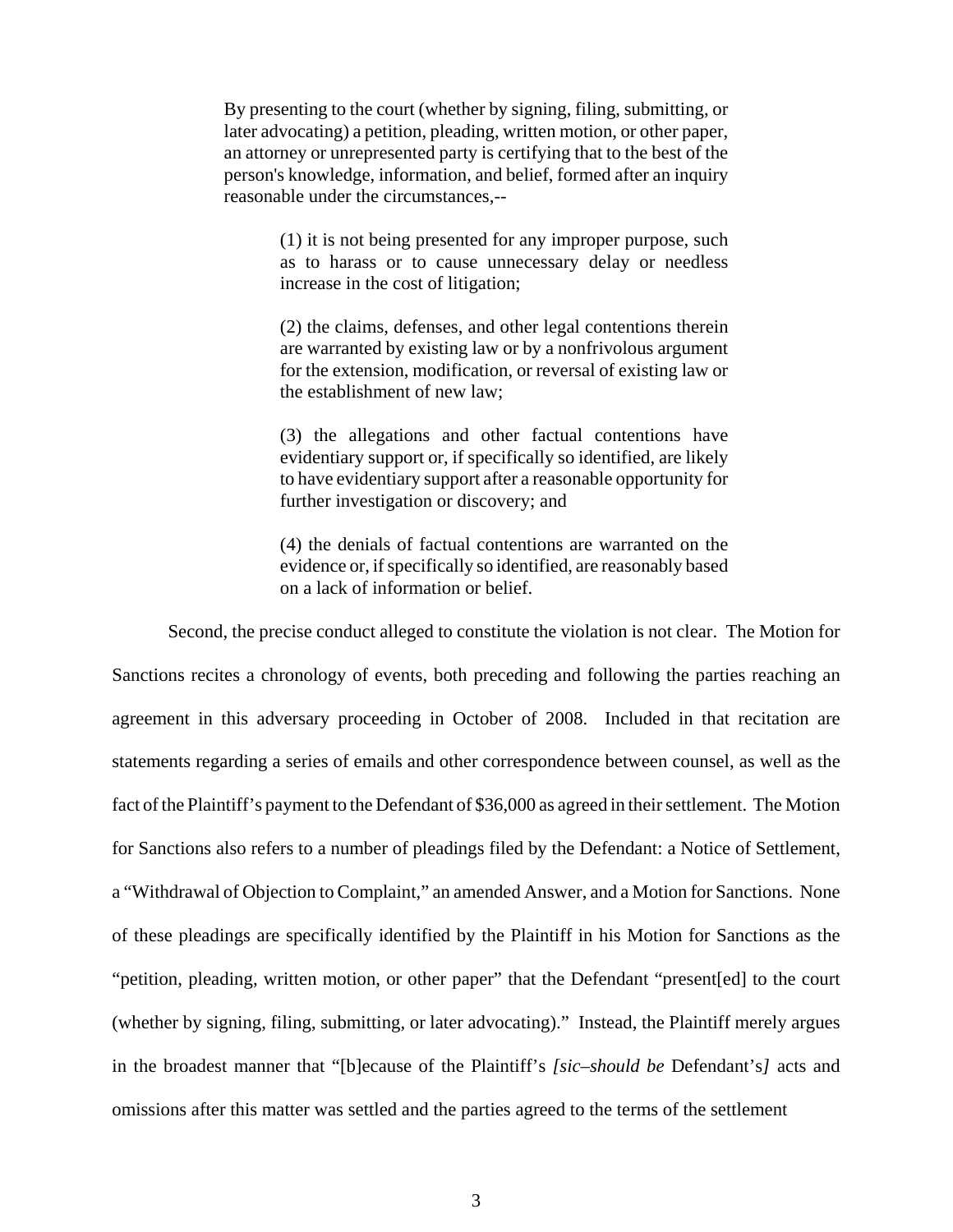> By presenting to the court (whether by signing, filing, submitting, or later advocating) a petition, pleading, written motion, or other paper, an attorney or unrepresented party is certifying that to the best of the person's knowledge, information, and belief, formed after an inquiry reasonable under the circumstances,--
>
> > (1) it is not being presented for any improper purpose, such as to harass or to cause unnecessary delay or needless increase in the cost of litigation;
> >
> > (2) the claims, defenses, and other legal contentions therein are warranted by existing law or by a nonfrivolous argument for the extension, modification, or reversal of existing law or the establishment of new law;
> >
> > (3) the allegations and other factual contentions have evidentiary support or, if specifically so identified, are likely to have evidentiary support after a reasonable opportunity for further investigation or discovery; and
> >
> > (4) the denials of factual contentions are warranted on the evidence or, if specifically so identified, are reasonably based on a lack of information or belief.

Second, the precise conduct alleged to constitute the violation is not clear. The Motion for Sanctions recites a chronology of events, both preceding and following the parties reaching an agreement in this adversary proceeding in October of 2008. Included in that recitation are statements regarding a series of emails and other correspondence between counsel, as well as the fact of the Plaintiff's payment to the Defendant of $36,000 as agreed in their settlement. The Motion for Sanctions also refers to a number of pleadings filed by the Defendant: a Notice of Settlement, a "Withdrawal of Objection to Complaint," an amended Answer, and a Motion for Sanctions. None of these pleadings are specifically identified by the Plaintiff in his Motion for Sanctions as the "petition, pleading, written motion, or other paper" that the Defendant "present[ed] to the court (whether by signing, filing, submitting, or later advocating)." Instead, the Plaintiff merely argues in the broadest manner that "[b]ecause of the Plaintiff's *[sic–should be* Defendant's*]* acts and omissions after this matter was settled and the parties agreed to the terms of the settlement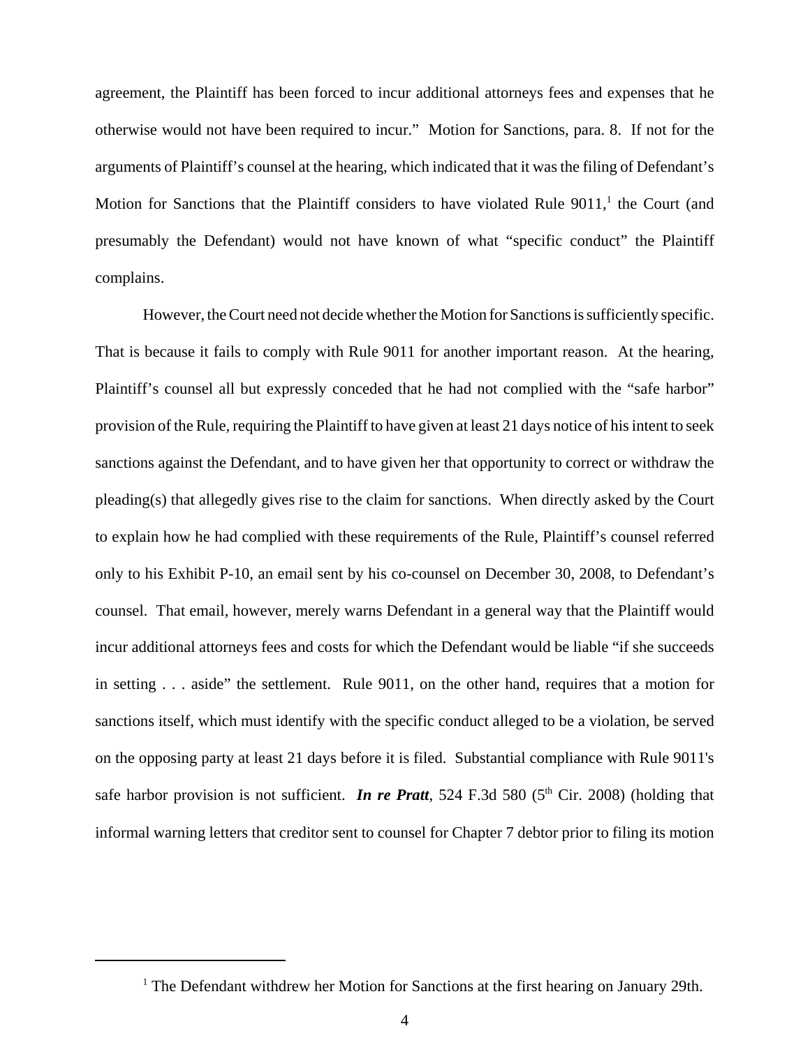agreement, the Plaintiff has been forced to incur additional attorneys fees and expenses that he otherwise would not have been required to incur." Motion for Sanctions, para. 8. If not for the arguments of Plaintiff's counsel at the hearing, which indicated that it was the filing of Defendant's Motion for Sanctions that the Plaintiff considers to have violated Rule 9011,[1] the Court (and presumably the Defendant) would not have known of what "specific conduct" the Plaintiff complains.

However, the Court need not decide whether the Motion for Sanctions is sufficiently specific. That is because it fails to comply with Rule 9011 for another important reason. At the hearing, Plaintiff's counsel all but expressly conceded that he had not complied with the "safe harbor" provision of the Rule, requiring the Plaintiff to have given at least 21 days notice of his intent to seek sanctions against the Defendant, and to have given her that opportunity to correct or withdraw the pleading(s) that allegedly gives rise to the claim for sanctions. When directly asked by the Court to explain how he had complied with these requirements of the Rule, Plaintiff's counsel referred only to his Exhibit P-10, an email sent by his co-counsel on December 30, 2008, to Defendant's counsel. That email, however, merely warns Defendant in a general way that the Plaintiff would incur additional attorneys fees and costs for which the Defendant would be liable "if she succeeds in setting . . . aside" the settlement. Rule 9011, on the other hand, requires that a motion for sanctions itself, which must identify with the specific conduct alleged to be a violation, be served on the opposing party at least 21 days before it is filed. Substantial compliance with Rule 9011's safe harbor provision is not sufficient. ***In re Pratt***, 524 F.3d 580 (5th Cir. 2008) (holding that informal warning letters that creditor sent to counsel for Chapter 7 debtor prior to filing its motion

[1] The Defendant withdrew her Motion for Sanctions at the first hearing on January 29th.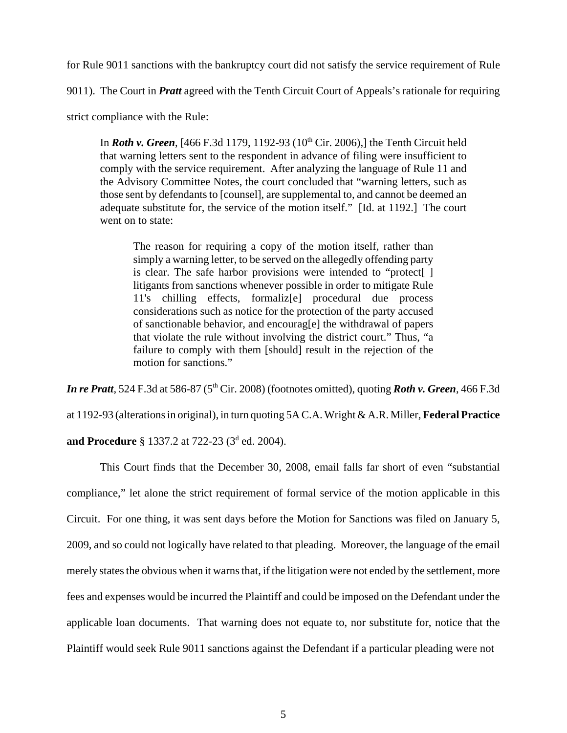for Rule 9011 sanctions with the bankruptcy court did not satisfy the service requirement of Rule 9011). The Court in ***Pratt*** agreed with the Tenth Circuit Court of Appeals's rationale for requiring strict compliance with the Rule:

> In ***Roth v. Green***, [466 F.3d 1179, 1192-93 (10th Cir. 2006),] the Tenth Circuit held that warning letters sent to the respondent in advance of filing were insufficient to comply with the service requirement. After analyzing the language of Rule 11 and the Advisory Committee Notes, the court concluded that "warning letters, such as those sent by defendants to [counsel], are supplemental to, and cannot be deemed an adequate substitute for, the service of the motion itself." [Id. at 1192.] The court went on to state:
>
> > The reason for requiring a copy of the motion itself, rather than simply a warning letter, to be served on the allegedly offending party is clear. The safe harbor provisions were intended to "protect[ ] litigants from sanctions whenever possible in order to mitigate Rule 11's chilling effects, formaliz[e] procedural due process considerations such as notice for the protection of the party accused of sanctionable behavior, and encourag[e] the withdrawal of papers that violate the rule without involving the district court." Thus, "a failure to comply with them [should] result in the rejection of the motion for sanctions."

***In re Pratt***, 524 F.3d at 586-87 (5th Cir. 2008) (footnotes omitted), quoting ***Roth v. Green***, 466 F.3d at 1192-93 (alterations in original), in turn quoting 5A C.A. Wright & A.R. Miller, **Federal Practice and Procedure** § 1337.2 at 722-23 (3d ed. 2004).

This Court finds that the December 30, 2008, email falls far short of even "substantial compliance," let alone the strict requirement of formal service of the motion applicable in this Circuit. For one thing, it was sent days before the Motion for Sanctions was filed on January 5, 2009, and so could not logically have related to that pleading. Moreover, the language of the email merely states the obvious when it warns that, if the litigation were not ended by the settlement, more fees and expenses would be incurred the Plaintiff and could be imposed on the Defendant under the applicable loan documents. That warning does not equate to, nor substitute for, notice that the Plaintiff would seek Rule 9011 sanctions against the Defendant if a particular pleading were not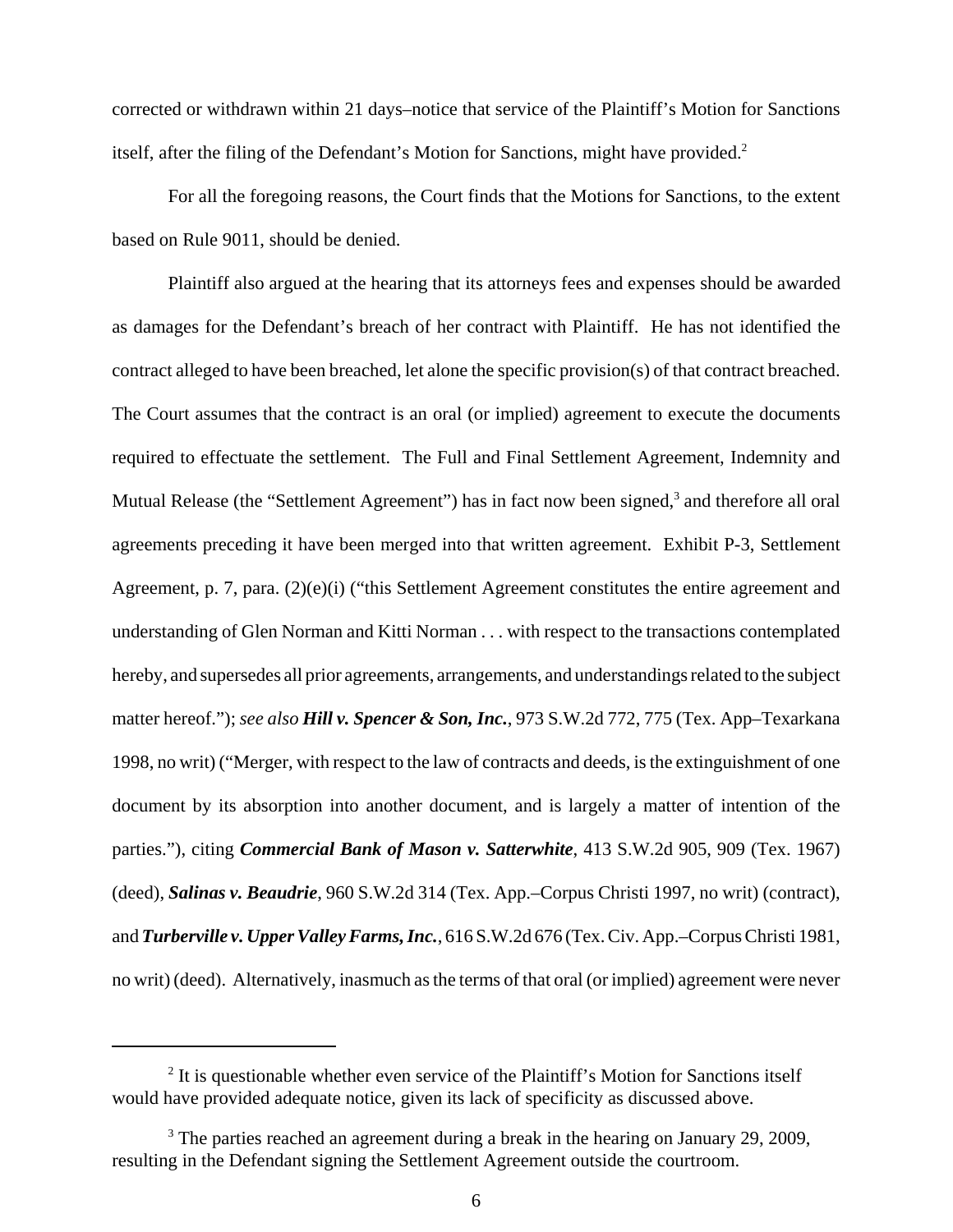corrected or withdrawn within 21 days–notice that service of the Plaintiff's Motion for Sanctions itself, after the filing of the Defendant's Motion for Sanctions, might have provided.[2]

For all the foregoing reasons, the Court finds that the Motions for Sanctions, to the extent based on Rule 9011, should be denied.

Plaintiff also argued at the hearing that its attorneys fees and expenses should be awarded as damages for the Defendant's breach of her contract with Plaintiff. He has not identified the contract alleged to have been breached, let alone the specific provision(s) of that contract breached. The Court assumes that the contract is an oral (or implied) agreement to execute the documents required to effectuate the settlement. The Full and Final Settlement Agreement, Indemnity and Mutual Release (the "Settlement Agreement") has in fact now been signed,[3] and therefore all oral agreements preceding it have been merged into that written agreement. Exhibit P-3, Settlement Agreement, p. 7, para. (2)(e)(i) ("this Settlement Agreement constitutes the entire agreement and understanding of Glen Norman and Kitti Norman . . . with respect to the transactions contemplated hereby, and supersedes all prior agreements, arrangements, and understandings related to the subject matter hereof."); *see also* ***Hill v. Spencer & Son, Inc.***, 973 S.W.2d 772, 775 (Tex. App–Texarkana 1998, no writ) ("Merger, with respect to the law of contracts and deeds, is the extinguishment of one document by its absorption into another document, and is largely a matter of intention of the parties."), citing ***Commercial Bank of Mason v. Satterwhite***, 413 S.W.2d 905, 909 (Tex. 1967) (deed), ***Salinas v. Beaudrie***, 960 S.W.2d 314 (Tex. App.–Corpus Christi 1997, no writ) (contract), and ***Turberville v. Upper Valley Farms, Inc.***, 616 S.W.2d 676 (Tex. Civ. App.–Corpus Christi 1981, no writ) (deed). Alternatively, inasmuch as the terms of that oral (or implied) agreement were never

[2] It is questionable whether even service of the Plaintiff's Motion for Sanctions itself would have provided adequate notice, given its lack of specificity as discussed above.

[3] The parties reached an agreement during a break in the hearing on January 29, 2009, resulting in the Defendant signing the Settlement Agreement outside the courtroom.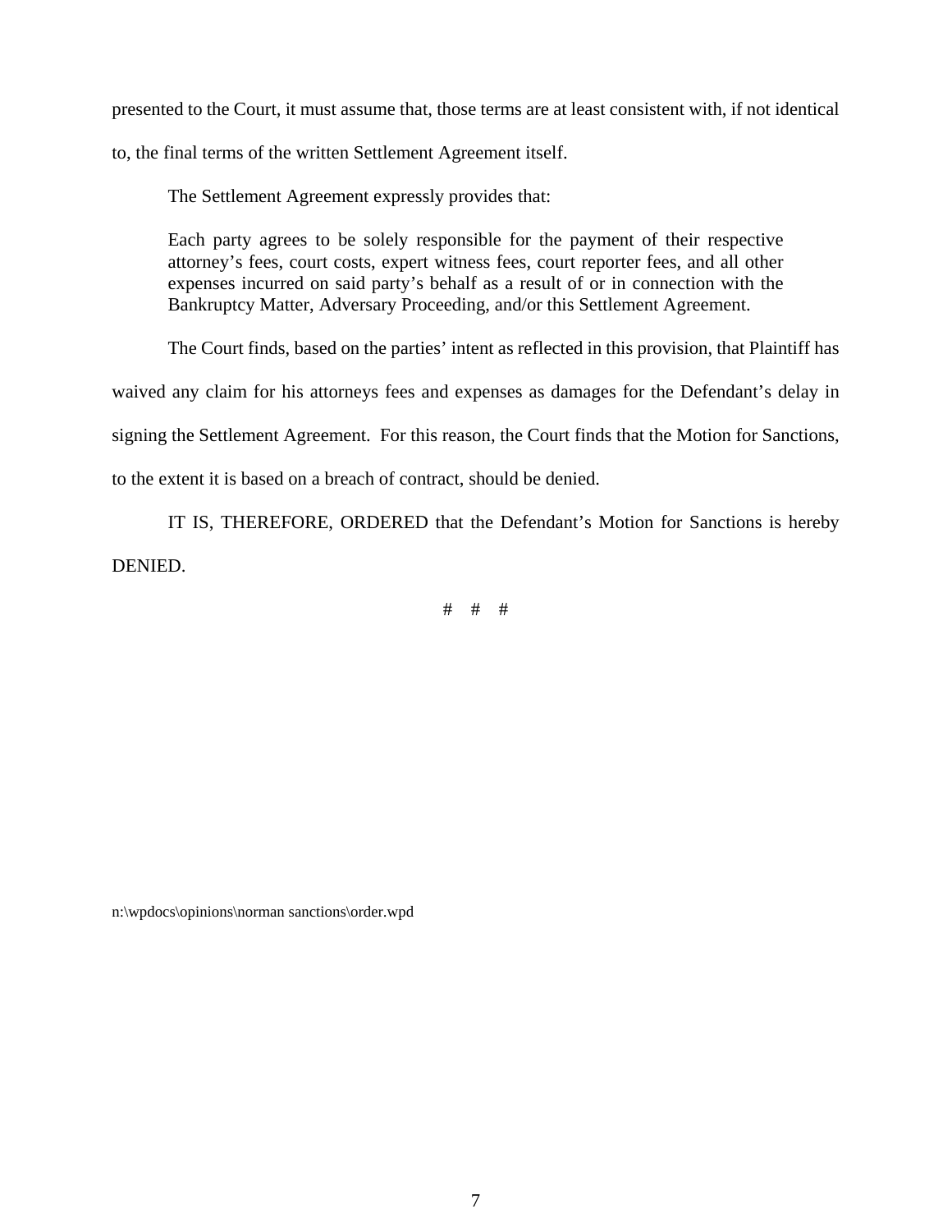presented to the Court, it must assume that, those terms are at least consistent with, if not identical to, the final terms of the written Settlement Agreement itself.

The Settlement Agreement expressly provides that:

> Each party agrees to be solely responsible for the payment of their respective attorney's fees, court costs, expert witness fees, court reporter fees, and all other expenses incurred on said party's behalf as a result of or in connection with the Bankruptcy Matter, Adversary Proceeding, and/or this Settlement Agreement.

The Court finds, based on the parties' intent as reflected in this provision, that Plaintiff has waived any claim for his attorneys fees and expenses as damages for the Defendant's delay in signing the Settlement Agreement. For this reason, the Court finds that the Motion for Sanctions, to the extent it is based on a breach of contract, should be denied.

IT IS, THEREFORE, ORDERED that the Defendant's Motion for Sanctions is hereby DENIED.

# # #

n:\wpdocs\opinions\norman sanctions\order.wpd